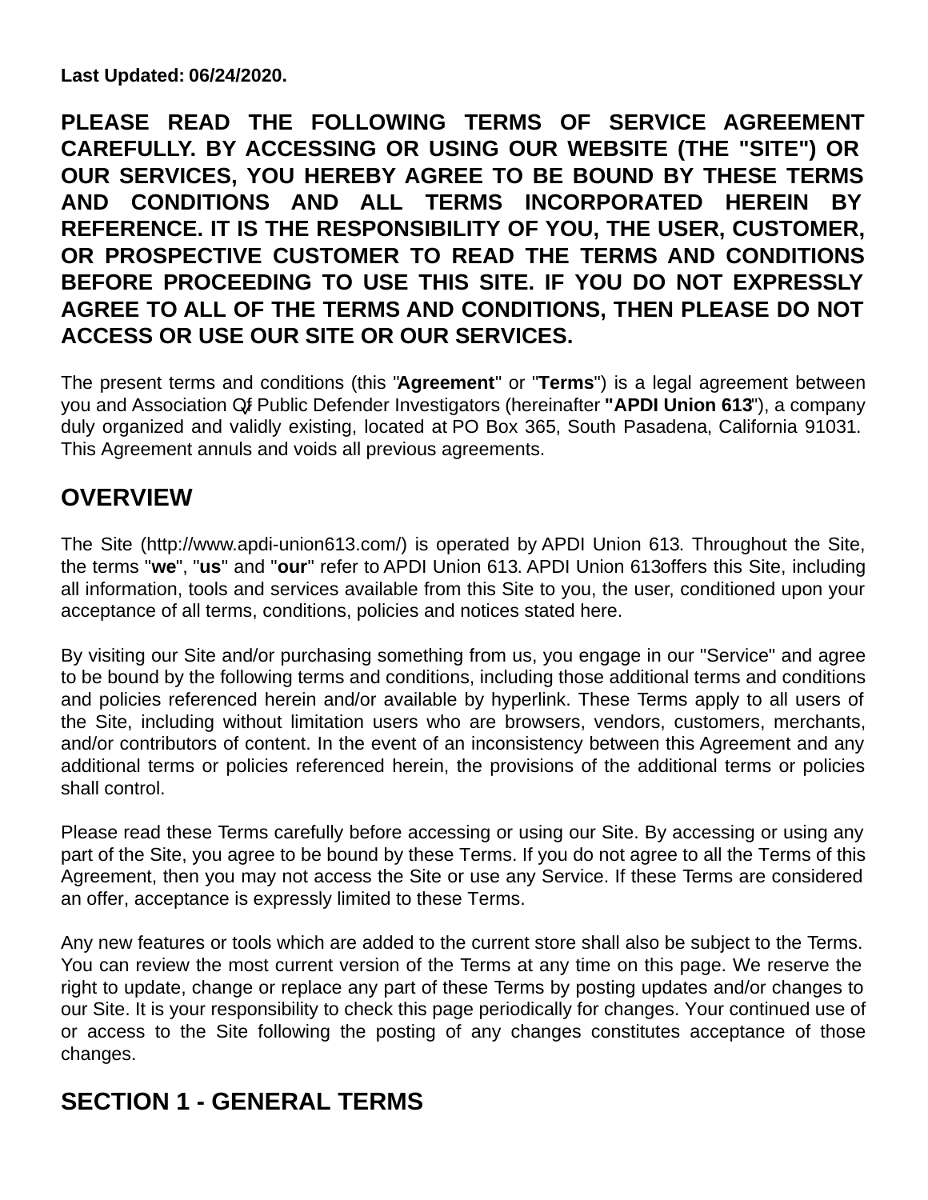**Last Updated: 06/24/2020.**

**PLEASE READ THE FOLLOWING TERMS OF SERVICE AGREEMENT CAREFULLY. BY ACCESSING OR USING OUR WEBSITE (THE "SITE") OR OUR SERVICES, YOU HEREBY AGREE TO BE BOUND BY THESE TERMS AND CONDITIONS AND ALL TERMS INCORPORATED HEREIN BY REFERENCE. IT IS THE RESPONSIBILITY OF YOU, THE USER, CUSTOMER, OR PROSPECTIVE CUSTOMER TO READ THE TERMS AND CONDITIONS BEFORE PROCEEDING TO USE THIS SITE. IF YOU DO NOT EXPRESSLY AGREE TO ALL OF THE TERMS AND CONDITIONS, THEN PLEASE DO NOT ACCESS OR USE OUR SITE OR OUR SERVICES.**

The present terms and conditions (this "**Agreement**" or "**Terms**") is a legal agreement between you and Association Of Public Defender Investigators (hereinafter **"APDI Union 613**"), a company duly organized and validly existing, located at PO Box 365, South Pasadena, California 91031. This Agreement annuls and voids all previous agreements.

## OVERVIEW

The Site (http://www.apdi-union613.com/) is operated by APDI Union 613. Throughout the Site, the terms "**we**", "**us**" and "**our**" refer to APDI Union 613. APDI Union 613offers this Site, including all information, tools and services available from this Site to you, the user, conditioned upon your acceptance of all terms, conditions, policies and notices stated here.

By visiting our Site and/or purchasing something from us, you engage in our "Service" and agree to be bound by the following terms and conditions, including those additional terms and conditions and policies referenced herein and/or available by hyperlink. These Terms apply to all users of the Site, including without limitation users who are browsers, vendors, customers, merchants, and/or contributors of content. In the event of an inconsistency between this Agreement and any additional terms or policies referenced herein, the provisions of the additional terms or policies shall control.

Please read these Terms carefully before accessing or using our Site. By accessing or using any part of the Site, you agree to be bound by these Terms. If you do not agree to all the Terms of this Agreement, then you may not access the Site or use any Service. If these Terms are considered an offer, acceptance is expressly limited to these Terms.

Any new features or tools which are added to the current store shall also be subject to the Terms. You can review the most current version of the Terms at any time on this page. We reserve the right to update, change or replace any part of these Terms by posting updates and/or changes to our Site. It is your responsibility to check this page periodically for changes. Your continued use of or access to the Site following the posting of any changes constitutes acceptance of those changes.

## SECTION 1 - GENERAL TERMS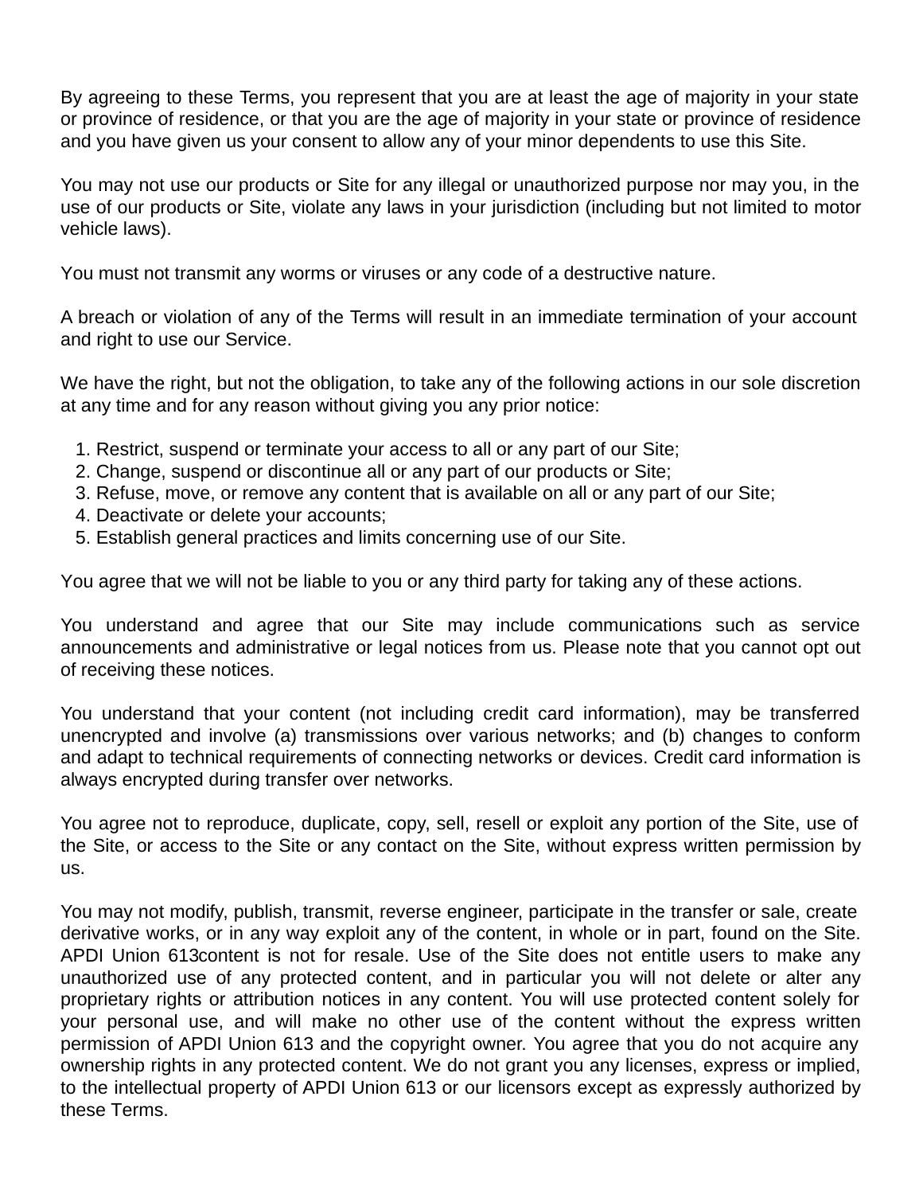By agreeing to these Terms, you represent that you are at least the age of majority in your state or province of residence, or that you are the age of majority in your state or province of residence and you have given us your consent to allow any of your minor dependents to use this Site.

You may not use our products or Site for any illegal or unauthorized purpose nor may you, in the use of our products or Site, violate any laws in your jurisdiction (including but not limited to motor vehicle laws).

You must not transmit any worms or viruses or any code of a destructive nature.

A breach or violation of any of the Terms will result in an immediate termination of your account and right to use our Service.

We have the right, but not the obligation, to take any of the following actions in our sole discretion at any time and for any reason without giving you any prior notice:

1. Restrict, suspend or terminate your access to all or any part of our Site;
2. Change, suspend or discontinue all or any part of our products or Site;
3. Refuse, move, or remove any content that is available on all or any part of our Site;
4. Deactivate or delete your accounts;
5. Establish general practices and limits concerning use of our Site.

You agree that we will not be liable to you or any third party for taking any of these actions.

You understand and agree that our Site may include communications such as service announcements and administrative or legal notices from us. Please note that you cannot opt out of receiving these notices.

You understand that your content (not including credit card information), may be transferred unencrypted and involve (a) transmissions over various networks; and (b) changes to conform and adapt to technical requirements of connecting networks or devices. Credit card information is always encrypted during transfer over networks.

You agree not to reproduce, duplicate, copy, sell, resell or exploit any portion of the Site, use of the Site, or access to the Site or any contact on the Site, without express written permission by us.

You may not modify, publish, transmit, reverse engineer, participate in the transfer or sale, create derivative works, or in any way exploit any of the content, in whole or in part, found on the Site. APDI Union 613content is not for resale. Use of the Site does not entitle users to make any unauthorized use of any protected content, and in particular you will not delete or alter any proprietary rights or attribution notices in any content. You will use protected content solely for your personal use, and will make no other use of the content without the express written permission of APDI Union 613 and the copyright owner. You agree that you do not acquire any ownership rights in any protected content. We do not grant you any licenses, express or implied, to the intellectual property of APDI Union 613 or our licensors except as expressly authorized by these Terms.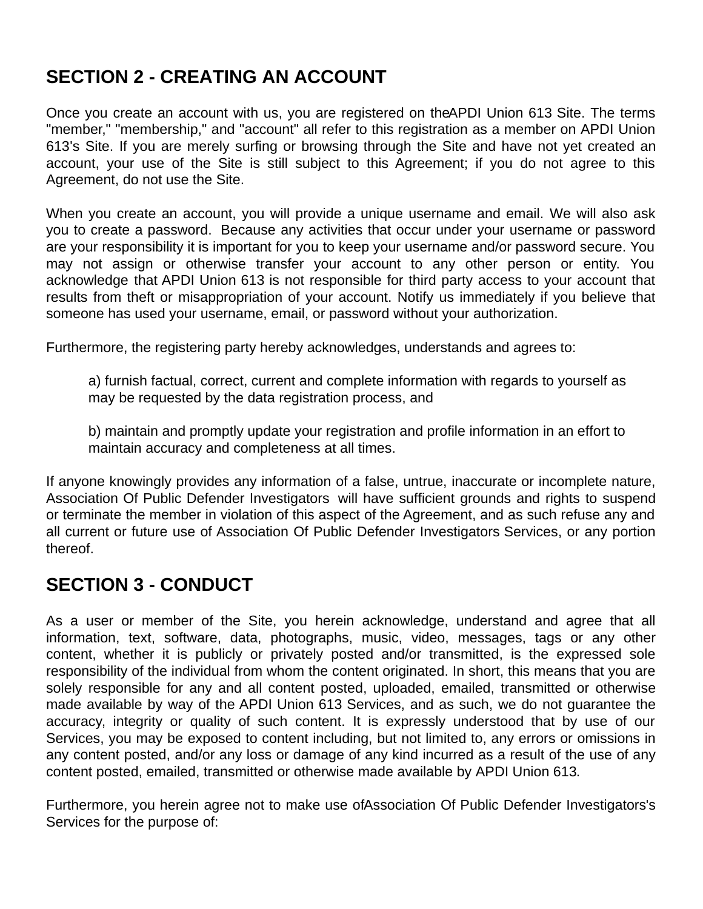## SECTION 2 - CREATING AN ACCOUNT

Once you create an account with us, you are registered on theAPDI Union 613 Site. The terms "member," "membership," and "account" all refer to this registration as a member on APDI Union 613's Site. If you are merely surfing or browsing through the Site and have not yet created an account, your use of the Site is still subject to this Agreement; if you do not agree to this Agreement, do not use the Site.

When you create an account, you will provide a unique username and email. We will also ask you to create a password. Because any activities that occur under your username or password are your responsibility it is important for you to keep your username and/or password secure. You may not assign or otherwise transfer your account to any other person or entity. You acknowledge that APDI Union 613 is not responsible for third party access to your account that results from theft or misappropriation of your account. Notify us immediately if you believe that someone has used your username, email, or password without your authorization.

Furthermore, the registering party hereby acknowledges, understands and agrees to:

a) furnish factual, correct, current and complete information with regards to yourself as may be requested by the data registration process, and

b) maintain and promptly update your registration and profile information in an effort to maintain accuracy and completeness at all times.

If anyone knowingly provides any information of a false, untrue, inaccurate or incomplete nature, Association Of Public Defender Investigators will have sufficient grounds and rights to suspend or terminate the member in violation of this aspect of the Agreement, and as such refuse any and all current or future use of Association Of Public Defender Investigators Services, or any portion thereof.

## SECTION 3 - CONDUCT

As a user or member of the Site, you herein acknowledge, understand and agree that all information, text, software, data, photographs, music, video, messages, tags or any other content, whether it is publicly or privately posted and/or transmitted, is the expressed sole responsibility of the individual from whom the content originated. In short, this means that you are solely responsible for any and all content posted, uploaded, emailed, transmitted or otherwise made available by way of the APDI Union 613 Services, and as such, we do not guarantee the accuracy, integrity or quality of such content. It is expressly understood that by use of our Services, you may be exposed to content including, but not limited to, any errors or omissions in any content posted, and/or any loss or damage of any kind incurred as a result of the use of any content posted, emailed, transmitted or otherwise made available by APDI Union 613.

Furthermore, you herein agree not to make use ofAssociation Of Public Defender Investigators's Services for the purpose of: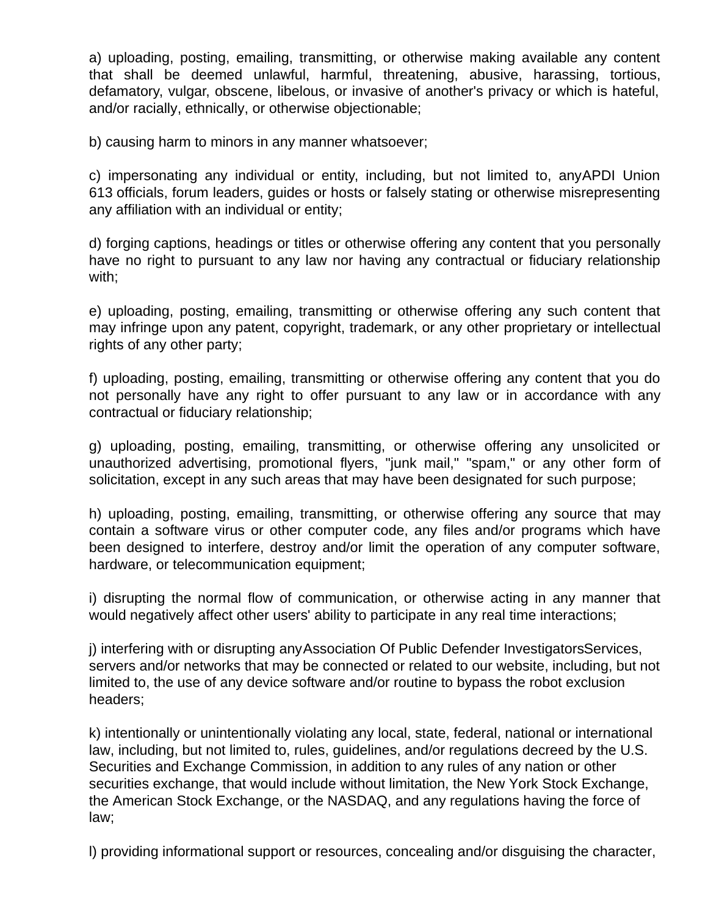a) uploading, posting, emailing, transmitting, or otherwise making available any content that shall be deemed unlawful, harmful, threatening, abusive, harassing, tortious, defamatory, vulgar, obscene, libelous, or invasive of another's privacy or which is hateful, and/or racially, ethnically, or otherwise objectionable;

b) causing harm to minors in any manner whatsoever;

c) impersonating any individual or entity, including, but not limited to, anyAPDI Union 613 officials, forum leaders, guides or hosts or falsely stating or otherwise misrepresenting any affiliation with an individual or entity;

d) forging captions, headings or titles or otherwise offering any content that you personally have no right to pursuant to any law nor having any contractual or fiduciary relationship with;

e) uploading, posting, emailing, transmitting or otherwise offering any such content that may infringe upon any patent, copyright, trademark, or any other proprietary or intellectual rights of any other party;

f) uploading, posting, emailing, transmitting or otherwise offering any content that you do not personally have any right to offer pursuant to any law or in accordance with any contractual or fiduciary relationship;

g) uploading, posting, emailing, transmitting, or otherwise offering any unsolicited or unauthorized advertising, promotional flyers, "junk mail," "spam," or any other form of solicitation, except in any such areas that may have been designated for such purpose;

h) uploading, posting, emailing, transmitting, or otherwise offering any source that may contain a software virus or other computer code, any files and/or programs which have been designed to interfere, destroy and/or limit the operation of any computer software, hardware, or telecommunication equipment;

i) disrupting the normal flow of communication, or otherwise acting in any manner that would negatively affect other users' ability to participate in any real time interactions;

j) interfering with or disrupting anyAssociation Of Public Defender InvestigatorsServices, servers and/or networks that may be connected or related to our website, including, but not limited to, the use of any device software and/or routine to bypass the robot exclusion headers;

k) intentionally or unintentionally violating any local, state, federal, national or international law, including, but not limited to, rules, guidelines, and/or regulations decreed by the U.S. Securities and Exchange Commission, in addition to any rules of any nation or other securities exchange, that would include without limitation, the New York Stock Exchange, the American Stock Exchange, or the NASDAQ, and any regulations having the force of law;

l) providing informational support or resources, concealing and/or disguising the character,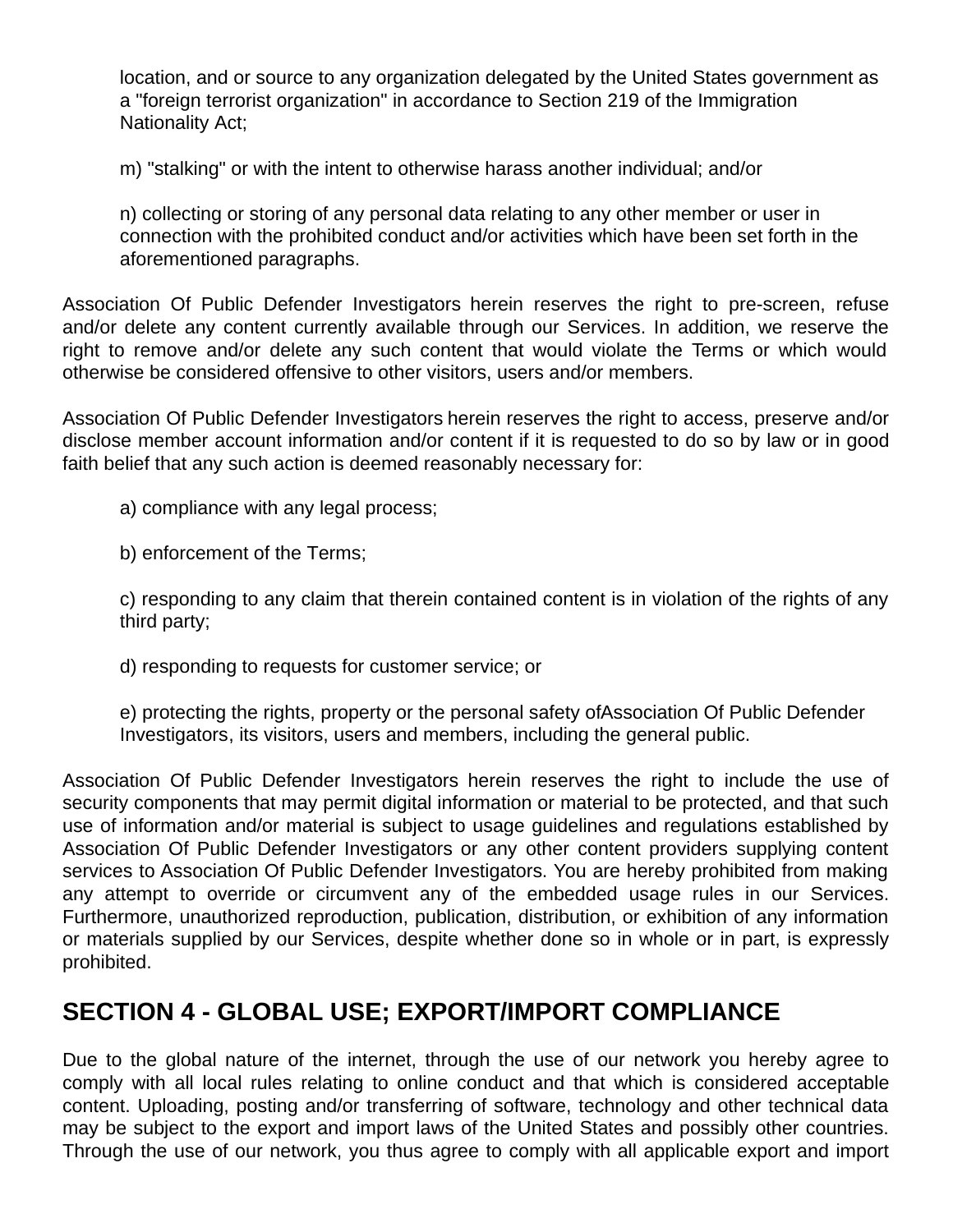location, and or source to any organization delegated by the United States government as a "foreign terrorist organization" in accordance to Section 219 of the Immigration Nationality Act;

m) "stalking" or with the intent to otherwise harass another individual; and/or

n) collecting or storing of any personal data relating to any other member or user in connection with the prohibited conduct and/or activities which have been set forth in the aforementioned paragraphs.

Association Of Public Defender Investigators herein reserves the right to pre-screen, refuse and/or delete any content currently available through our Services. In addition, we reserve the right to remove and/or delete any such content that would violate the Terms or which would otherwise be considered offensive to other visitors, users and/or members.

Association Of Public Defender Investigators herein reserves the right to access, preserve and/or disclose member account information and/or content if it is requested to do so by law or in good faith belief that any such action is deemed reasonably necessary for:

a) compliance with any legal process;

b) enforcement of the Terms;

c) responding to any claim that therein contained content is in violation of the rights of any third party;

d) responding to requests for customer service; or

e) protecting the rights, property or the personal safety ofAssociation Of Public Defender Investigators, its visitors, users and members, including the general public.

Association Of Public Defender Investigators herein reserves the right to include the use of security components that may permit digital information or material to be protected, and that such use of information and/or material is subject to usage guidelines and regulations established by Association Of Public Defender Investigators or any other content providers supplying content services to Association Of Public Defender Investigators. You are hereby prohibited from making any attempt to override or circumvent any of the embedded usage rules in our Services. Furthermore, unauthorized reproduction, publication, distribution, or exhibition of any information or materials supplied by our Services, despite whether done so in whole or in part, is expressly prohibited.

## SECTION 4 - GLOBAL USE; EXPORT/IMPORT COMPLIANCE

Due to the global nature of the internet, through the use of our network you hereby agree to comply with all local rules relating to online conduct and that which is considered acceptable content. Uploading, posting and/or transferring of software, technology and other technical data may be subject to the export and import laws of the United States and possibly other countries. Through the use of our network, you thus agree to comply with all applicable export and import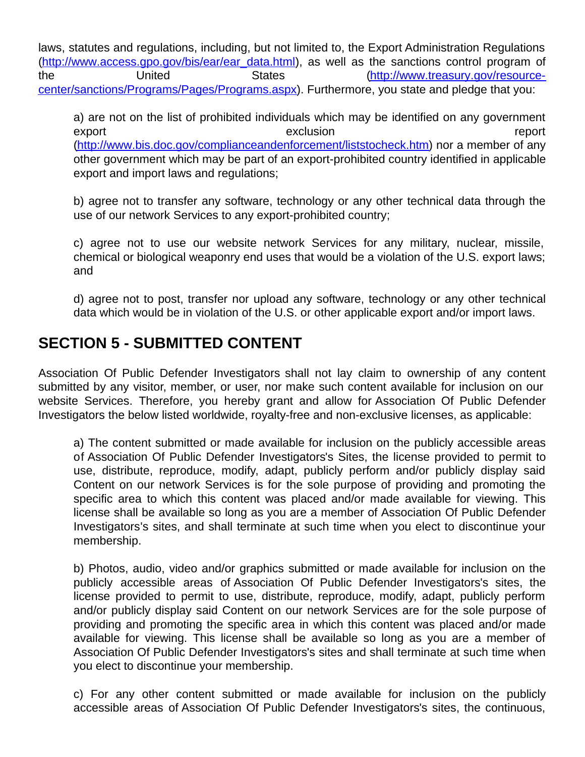laws, statutes and regulations, including, but not limited to, the Export Administration Regulations (http://www.access.gpo.gov/bis/ear/ear_data.html), as well as the sanctions control program of the United States (http://www.treasury.gov/resource-center/sanctions/Programs/Pages/Programs.aspx). Furthermore, you state and pledge that you:

a) are not on the list of prohibited individuals which may be identified on any government export exclusion report (http://www.bis.doc.gov/complianceandenforcement/liststocheck.htm) nor a member of any other government which may be part of an export-prohibited country identified in applicable export and import laws and regulations;

b) agree not to transfer any software, technology or any other technical data through the use of our network Services to any export-prohibited country;

c) agree not to use our website network Services for any military, nuclear, missile, chemical or biological weaponry end uses that would be a violation of the U.S. export laws; and

d) agree not to post, transfer nor upload any software, technology or any other technical data which would be in violation of the U.S. or other applicable export and/or import laws.

## SECTION 5 - SUBMITTED CONTENT

Association Of Public Defender Investigators shall not lay claim to ownership of any content submitted by any visitor, member, or user, nor make such content available for inclusion on our website Services. Therefore, you hereby grant and allow for Association Of Public Defender Investigators the below listed worldwide, royalty-free and non-exclusive licenses, as applicable:

a) The content submitted or made available for inclusion on the publicly accessible areas of Association Of Public Defender Investigators's Sites, the license provided to permit to use, distribute, reproduce, modify, adapt, publicly perform and/or publicly display said Content on our network Services is for the sole purpose of providing and promoting the specific area to which this content was placed and/or made available for viewing. This license shall be available so long as you are a member of Association Of Public Defender Investigators's sites, and shall terminate at such time when you elect to discontinue your membership.

b) Photos, audio, video and/or graphics submitted or made available for inclusion on the publicly accessible areas of Association Of Public Defender Investigators's sites, the license provided to permit to use, distribute, reproduce, modify, adapt, publicly perform and/or publicly display said Content on our network Services are for the sole purpose of providing and promoting the specific area in which this content was placed and/or made available for viewing. This license shall be available so long as you are a member of Association Of Public Defender Investigators's sites and shall terminate at such time when you elect to discontinue your membership.

c) For any other content submitted or made available for inclusion on the publicly accessible areas of Association Of Public Defender Investigators's sites, the continuous,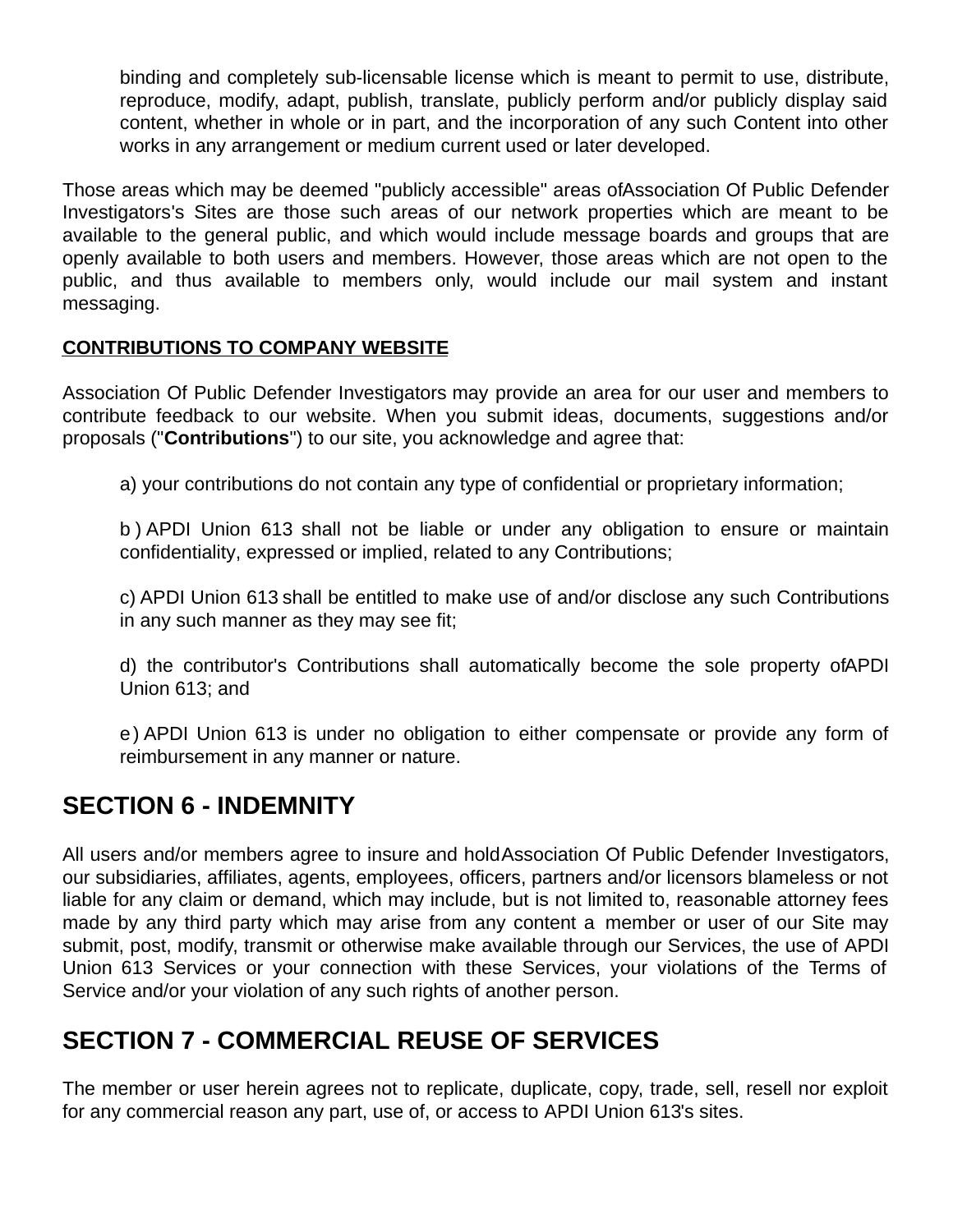binding and completely sub-licensable license which is meant to permit to use, distribute, reproduce, modify, adapt, publish, translate, publicly perform and/or publicly display said content, whether in whole or in part, and the incorporation of any such Content into other works in any arrangement or medium current used or later developed.

Those areas which may be deemed "publicly accessible" areas ofAssociation Of Public Defender Investigators's Sites are those such areas of our network properties which are meant to be available to the general public, and which would include message boards and groups that are openly available to both users and members. However, those areas which are not open to the public, and thus available to members only, would include our mail system and instant messaging.

**CONTRIBUTIONS TO COMPANY WEBSITE**

Association Of Public Defender Investigators may provide an area for our user and members to contribute feedback to our website. When you submit ideas, documents, suggestions and/or proposals ("**Contributions**") to our site, you acknowledge and agree that:

a) your contributions do not contain any type of confidential or proprietary information;

b ) APDI Union 613 shall not be liable or under any obligation to ensure or maintain confidentiality, expressed or implied, related to any Contributions;

c) APDI Union 613 shall be entitled to make use of and/or disclose any such Contributions in any such manner as they may see fit;

d) the contributor's Contributions shall automatically become the sole property ofAPDI Union 613; and

e ) APDI Union 613 is under no obligation to either compensate or provide any form of reimbursement in any manner or nature.

## SECTION 6 - INDEMNITY

All users and/or members agree to insure and holdAssociation Of Public Defender Investigators, our subsidiaries, affiliates, agents, employees, officers, partners and/or licensors blameless or not liable for any claim or demand, which may include, but is not limited to, reasonable attorney fees made by any third party which may arise from any content a member or user of our Site may submit, post, modify, transmit or otherwise make available through our Services, the use of APDI Union 613 Services or your connection with these Services, your violations of the Terms of Service and/or your violation of any such rights of another person.

## SECTION 7 - COMMERCIAL REUSE OF SERVICES

The member or user herein agrees not to replicate, duplicate, copy, trade, sell, resell nor exploit for any commercial reason any part, use of, or access to APDI Union 613's sites.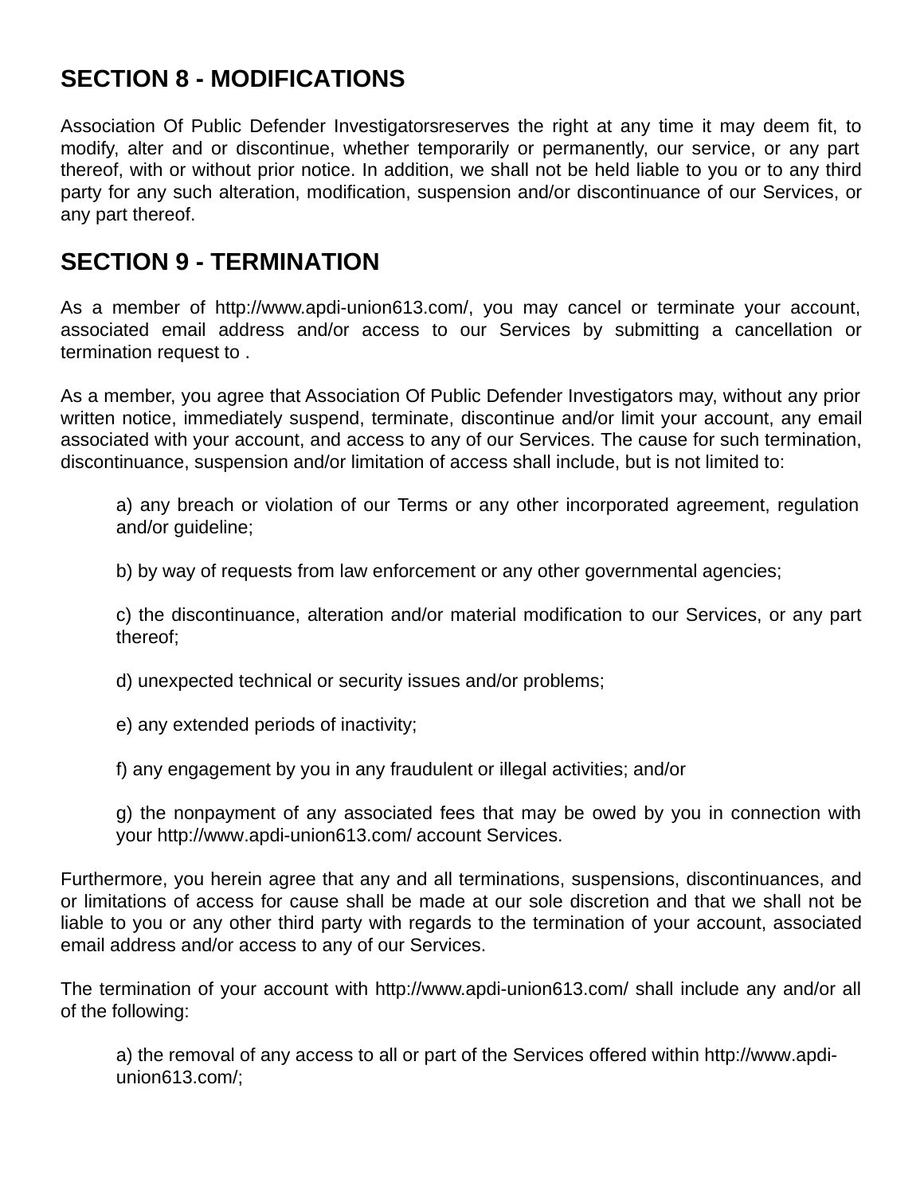## SECTION 8 - MODIFICATIONS

Association Of Public Defender Investigatorsreserves the right at any time it may deem fit, to modify, alter and or discontinue, whether temporarily or permanently, our service, or any part thereof, with or without prior notice. In addition, we shall not be held liable to you or to any third party for any such alteration, modification, suspension and/or discontinuance of our Services, or any part thereof.

## SECTION 9 - TERMINATION

As a member of http://www.apdi-union613.com/, you may cancel or terminate your account, associated email address and/or access to our Services by submitting a cancellation or termination request to .

As a member, you agree that Association Of Public Defender Investigators may, without any prior written notice, immediately suspend, terminate, discontinue and/or limit your account, any email associated with your account, and access to any of our Services. The cause for such termination, discontinuance, suspension and/or limitation of access shall include, but is not limited to:

a) any breach or violation of our Terms or any other incorporated agreement, regulation and/or guideline;

b) by way of requests from law enforcement or any other governmental agencies;

c) the discontinuance, alteration and/or material modification to our Services, or any part thereof;

d) unexpected technical or security issues and/or problems;

e) any extended periods of inactivity;

f) any engagement by you in any fraudulent or illegal activities; and/or

g) the nonpayment of any associated fees that may be owed by you in connection with your http://www.apdi-union613.com/ account Services.

Furthermore, you herein agree that any and all terminations, suspensions, discontinuances, and or limitations of access for cause shall be made at our sole discretion and that we shall not be liable to you or any other third party with regards to the termination of your account, associated email address and/or access to any of our Services.

The termination of your account with http://www.apdi-union613.com/ shall include any and/or all of the following:

a) the removal of any access to all or part of the Services offered within http://www.apdi-union613.com/;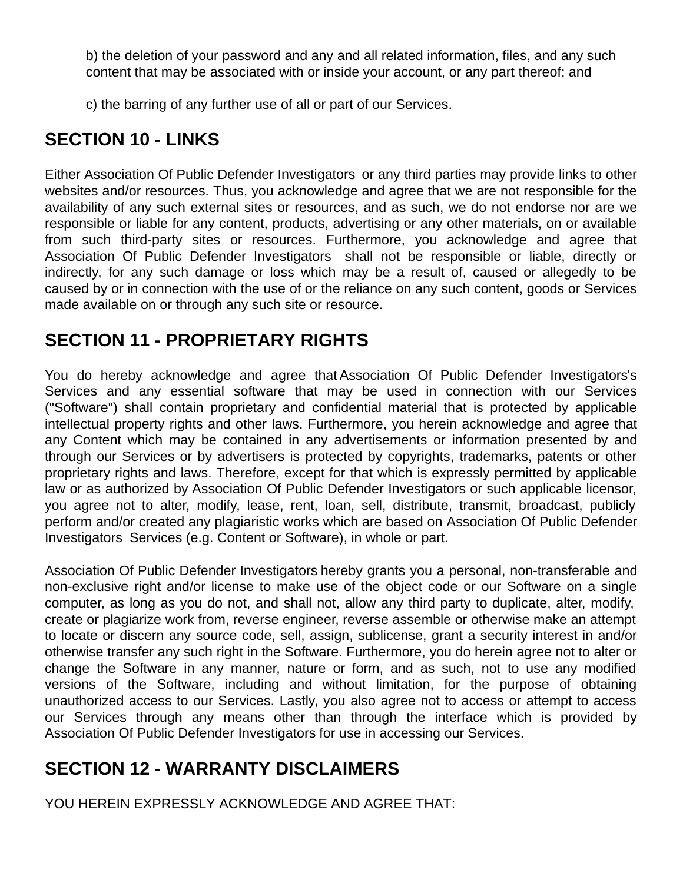b) the deletion of your password and any and all related information, files, and any such content that may be associated with or inside your account, or any part thereof; and

c) the barring of any further use of all or part of our Services.

## SECTION 10 - LINKS

Either Association Of Public Defender Investigators or any third parties may provide links to other websites and/or resources. Thus, you acknowledge and agree that we are not responsible for the availability of any such external sites or resources, and as such, we do not endorse nor are we responsible or liable for any content, products, advertising or any other materials, on or available from such third-party sites or resources. Furthermore, you acknowledge and agree that Association Of Public Defender Investigators shall not be responsible or liable, directly or indirectly, for any such damage or loss which may be a result of, caused or allegedly to be caused by or in connection with the use of or the reliance on any such content, goods or Services made available on or through any such site or resource.

## SECTION 11 - PROPRIETARY RIGHTS

You do hereby acknowledge and agree that Association Of Public Defender Investigators's Services and any essential software that may be used in connection with our Services ("Software") shall contain proprietary and confidential material that is protected by applicable intellectual property rights and other laws. Furthermore, you herein acknowledge and agree that any Content which may be contained in any advertisements or information presented by and through our Services or by advertisers is protected by copyrights, trademarks, patents or other proprietary rights and laws. Therefore, except for that which is expressly permitted by applicable law or as authorized by Association Of Public Defender Investigators or such applicable licensor, you agree not to alter, modify, lease, rent, loan, sell, distribute, transmit, broadcast, publicly perform and/or created any plagiaristic works which are based on Association Of Public Defender Investigators Services (e.g. Content or Software), in whole or part.

Association Of Public Defender Investigators hereby grants you a personal, non-transferable and non-exclusive right and/or license to make use of the object code or our Software on a single computer, as long as you do not, and shall not, allow any third party to duplicate, alter, modify, create or plagiarize work from, reverse engineer, reverse assemble or otherwise make an attempt to locate or discern any source code, sell, assign, sublicense, grant a security interest in and/or otherwise transfer any such right in the Software. Furthermore, you do herein agree not to alter or change the Software in any manner, nature or form, and as such, not to use any modified versions of the Software, including and without limitation, for the purpose of obtaining unauthorized access to our Services. Lastly, you also agree not to access or attempt to access our Services through any means other than through the interface which is provided by Association Of Public Defender Investigators for use in accessing our Services.

## SECTION 12 - WARRANTY DISCLAIMERS

YOU HEREIN EXPRESSLY ACKNOWLEDGE AND AGREE THAT: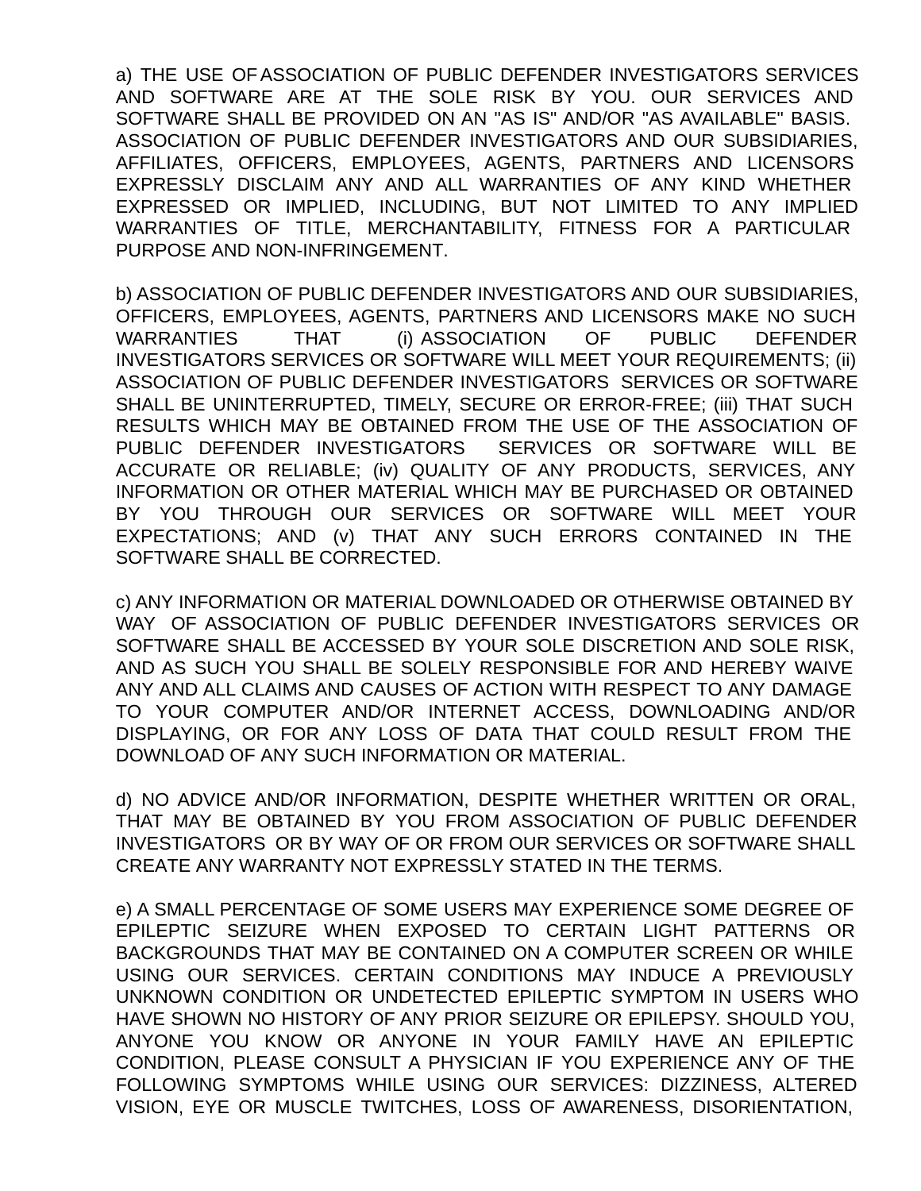a) THE USE OF ASSOCIATION OF PUBLIC DEFENDER INVESTIGATORS SERVICES AND SOFTWARE ARE AT THE SOLE RISK BY YOU. OUR SERVICES AND SOFTWARE SHALL BE PROVIDED ON AN "AS IS" AND/OR "AS AVAILABLE" BASIS. ASSOCIATION OF PUBLIC DEFENDER INVESTIGATORS AND OUR SUBSIDIARIES, AFFILIATES, OFFICERS, EMPLOYEES, AGENTS, PARTNERS AND LICENSORS EXPRESSLY DISCLAIM ANY AND ALL WARRANTIES OF ANY KIND WHETHER EXPRESSED OR IMPLIED, INCLUDING, BUT NOT LIMITED TO ANY IMPLIED WARRANTIES OF TITLE, MERCHANTABILITY, FITNESS FOR A PARTICULAR PURPOSE AND NON-INFRINGEMENT.

b) ASSOCIATION OF PUBLIC DEFENDER INVESTIGATORS AND OUR SUBSIDIARIES, OFFICERS, EMPLOYEES, AGENTS, PARTNERS AND LICENSORS MAKE NO SUCH WARRANTIES THAT (i) ASSOCIATION OF PUBLIC DEFENDER INVESTIGATORS SERVICES OR SOFTWARE WILL MEET YOUR REQUIREMENTS; (ii) ASSOCIATION OF PUBLIC DEFENDER INVESTIGATORS SERVICES OR SOFTWARE SHALL BE UNINTERRUPTED, TIMELY, SECURE OR ERROR-FREE; (iii) THAT SUCH RESULTS WHICH MAY BE OBTAINED FROM THE USE OF THE ASSOCIATION OF PUBLIC DEFENDER INVESTIGATORS SERVICES OR SOFTWARE WILL BE ACCURATE OR RELIABLE; (iv) QUALITY OF ANY PRODUCTS, SERVICES, ANY INFORMATION OR OTHER MATERIAL WHICH MAY BE PURCHASED OR OBTAINED BY YOU THROUGH OUR SERVICES OR SOFTWARE WILL MEET YOUR EXPECTATIONS; AND (v) THAT ANY SUCH ERRORS CONTAINED IN THE SOFTWARE SHALL BE CORRECTED.

c) ANY INFORMATION OR MATERIAL DOWNLOADED OR OTHERWISE OBTAINED BY WAY OF ASSOCIATION OF PUBLIC DEFENDER INVESTIGATORS SERVICES OR SOFTWARE SHALL BE ACCESSED BY YOUR SOLE DISCRETION AND SOLE RISK, AND AS SUCH YOU SHALL BE SOLELY RESPONSIBLE FOR AND HEREBY WAIVE ANY AND ALL CLAIMS AND CAUSES OF ACTION WITH RESPECT TO ANY DAMAGE TO YOUR COMPUTER AND/OR INTERNET ACCESS, DOWNLOADING AND/OR DISPLAYING, OR FOR ANY LOSS OF DATA THAT COULD RESULT FROM THE DOWNLOAD OF ANY SUCH INFORMATION OR MATERIAL.

d) NO ADVICE AND/OR INFORMATION, DESPITE WHETHER WRITTEN OR ORAL, THAT MAY BE OBTAINED BY YOU FROM ASSOCIATION OF PUBLIC DEFENDER INVESTIGATORS OR BY WAY OF OR FROM OUR SERVICES OR SOFTWARE SHALL CREATE ANY WARRANTY NOT EXPRESSLY STATED IN THE TERMS.

e) A SMALL PERCENTAGE OF SOME USERS MAY EXPERIENCE SOME DEGREE OF EPILEPTIC SEIZURE WHEN EXPOSED TO CERTAIN LIGHT PATTERNS OR BACKGROUNDS THAT MAY BE CONTAINED ON A COMPUTER SCREEN OR WHILE USING OUR SERVICES. CERTAIN CONDITIONS MAY INDUCE A PREVIOUSLY UNKNOWN CONDITION OR UNDETECTED EPILEPTIC SYMPTOM IN USERS WHO HAVE SHOWN NO HISTORY OF ANY PRIOR SEIZURE OR EPILEPSY. SHOULD YOU, ANYONE YOU KNOW OR ANYONE IN YOUR FAMILY HAVE AN EPILEPTIC CONDITION, PLEASE CONSULT A PHYSICIAN IF YOU EXPERIENCE ANY OF THE FOLLOWING SYMPTOMS WHILE USING OUR SERVICES: DIZZINESS, ALTERED VISION, EYE OR MUSCLE TWITCHES, LOSS OF AWARENESS, DISORIENTATION,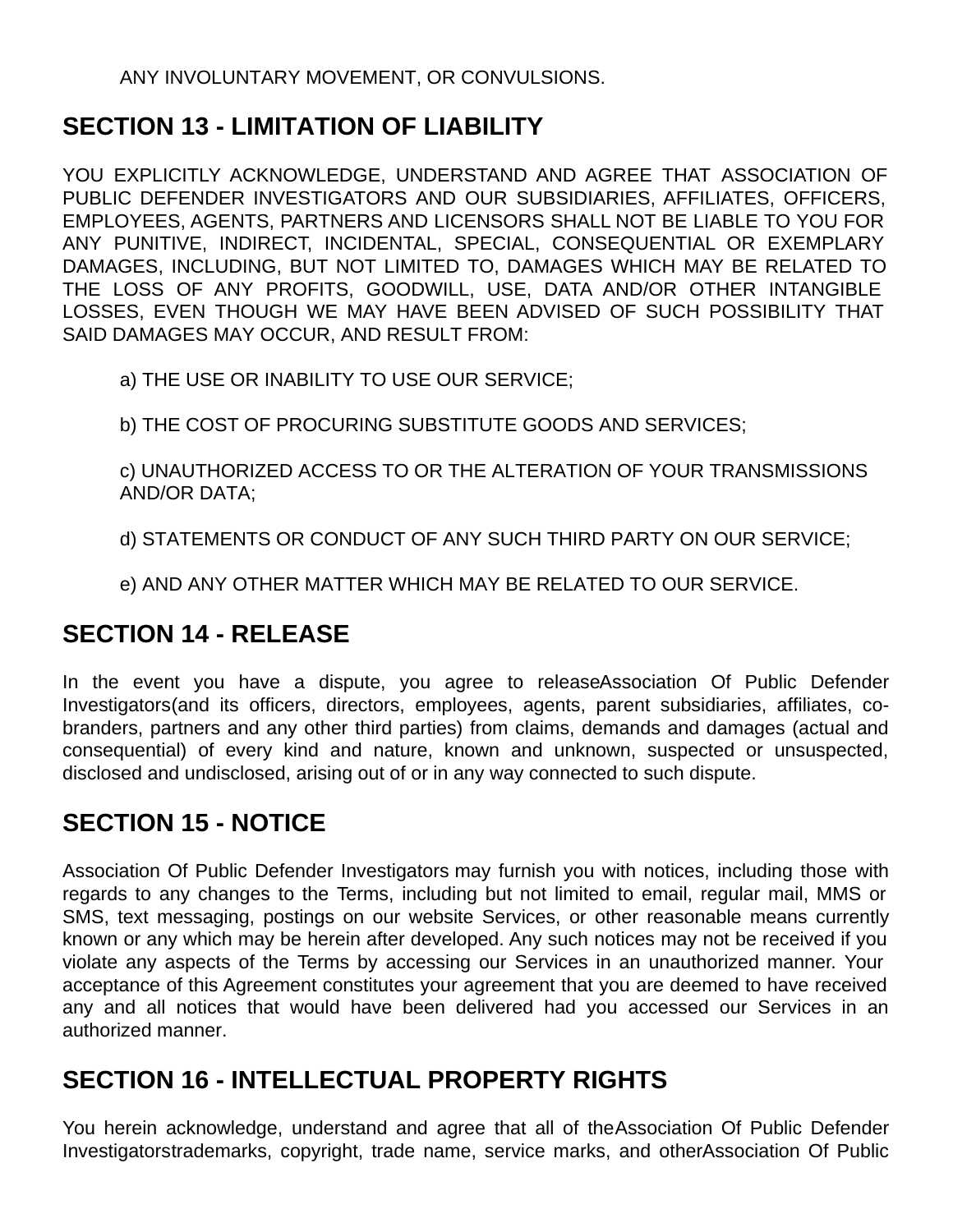ANY INVOLUNTARY MOVEMENT, OR CONVULSIONS.

## SECTION 13 - LIMITATION OF LIABILITY

YOU EXPLICITLY ACKNOWLEDGE, UNDERSTAND AND AGREE THAT ASSOCIATION OF PUBLIC DEFENDER INVESTIGATORS AND OUR SUBSIDIARIES, AFFILIATES, OFFICERS, EMPLOYEES, AGENTS, PARTNERS AND LICENSORS SHALL NOT BE LIABLE TO YOU FOR ANY PUNITIVE, INDIRECT, INCIDENTAL, SPECIAL, CONSEQUENTIAL OR EXEMPLARY DAMAGES, INCLUDING, BUT NOT LIMITED TO, DAMAGES WHICH MAY BE RELATED TO THE LOSS OF ANY PROFITS, GOODWILL, USE, DATA AND/OR OTHER INTANGIBLE LOSSES, EVEN THOUGH WE MAY HAVE BEEN ADVISED OF SUCH POSSIBILITY THAT SAID DAMAGES MAY OCCUR, AND RESULT FROM:

a) THE USE OR INABILITY TO USE OUR SERVICE;

b) THE COST OF PROCURING SUBSTITUTE GOODS AND SERVICES;

c) UNAUTHORIZED ACCESS TO OR THE ALTERATION OF YOUR TRANSMISSIONS AND/OR DATA;

d) STATEMENTS OR CONDUCT OF ANY SUCH THIRD PARTY ON OUR SERVICE;

e) AND ANY OTHER MATTER WHICH MAY BE RELATED TO OUR SERVICE.

## SECTION 14 - RELEASE

In the event you have a dispute, you agree to releaseAssociation Of Public Defender Investigators(and its officers, directors, employees, agents, parent subsidiaries, affiliates, co-branders, partners and any other third parties) from claims, demands and damages (actual and consequential) of every kind and nature, known and unknown, suspected or unsuspected, disclosed and undisclosed, arising out of or in any way connected to such dispute.

## SECTION 15 - NOTICE

Association Of Public Defender Investigators may furnish you with notices, including those with regards to any changes to the Terms, including but not limited to email, regular mail, MMS or SMS, text messaging, postings on our website Services, or other reasonable means currently known or any which may be herein after developed. Any such notices may not be received if you violate any aspects of the Terms by accessing our Services in an unauthorized manner. Your acceptance of this Agreement constitutes your agreement that you are deemed to have received any and all notices that would have been delivered had you accessed our Services in an authorized manner.

## SECTION 16 - INTELLECTUAL PROPERTY RIGHTS

You herein acknowledge, understand and agree that all of theAssociation Of Public Defender Investigatorstrademarks, copyright, trade name, service marks, and otherAssociation Of Public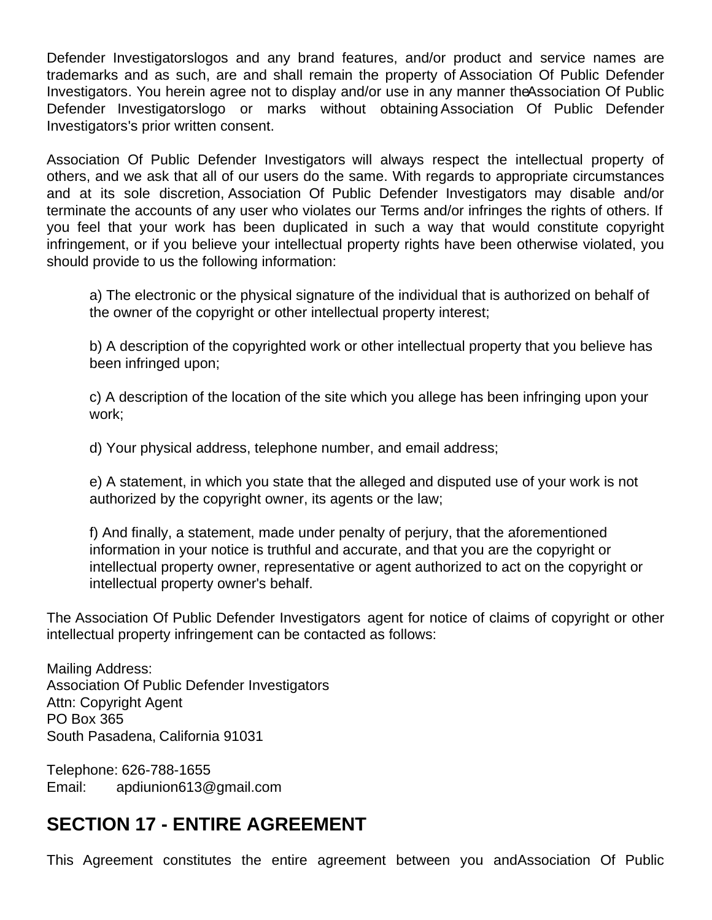Defender Investigatorslogos and any brand features, and/or product and service names are trademarks and as such, are and shall remain the property of Association Of Public Defender Investigators. You herein agree not to display and/or use in any manner theAssociation Of Public Defender Investigatorslogo or marks without obtaining Association Of Public Defender Investigators's prior written consent.

Association Of Public Defender Investigators will always respect the intellectual property of others, and we ask that all of our users do the same. With regards to appropriate circumstances and at its sole discretion, Association Of Public Defender Investigators may disable and/or terminate the accounts of any user who violates our Terms and/or infringes the rights of others. If you feel that your work has been duplicated in such a way that would constitute copyright infringement, or if you believe your intellectual property rights have been otherwise violated, you should provide to us the following information:

a) The electronic or the physical signature of the individual that is authorized on behalf of the owner of the copyright or other intellectual property interest;

b) A description of the copyrighted work or other intellectual property that you believe has been infringed upon;

c) A description of the location of the site which you allege has been infringing upon your work;

d) Your physical address, telephone number, and email address;

e) A statement, in which you state that the alleged and disputed use of your work is not authorized by the copyright owner, its agents or the law;

f) And finally, a statement, made under penalty of perjury, that the aforementioned information in your notice is truthful and accurate, and that you are the copyright or intellectual property owner, representative or agent authorized to act on the copyright or intellectual property owner's behalf.

The Association Of Public Defender Investigators agent for notice of claims of copyright or other intellectual property infringement can be contacted as follows:

Mailing Address:
Association Of Public Defender Investigators
Attn: Copyright Agent
PO Box 365
South Pasadena, California 91031

Telephone: 626-788-1655
Email: apdiunion613@gmail.com

## SECTION 17 - ENTIRE AGREEMENT

This Agreement constitutes the entire agreement between you andAssociation Of Public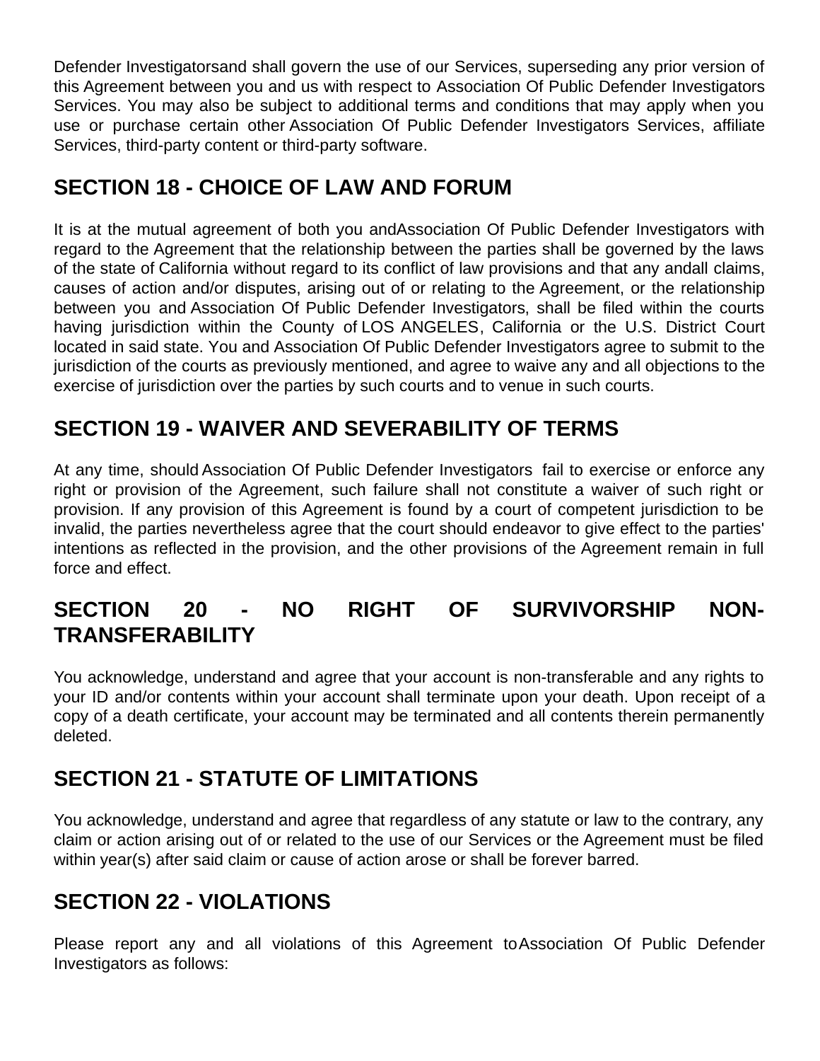Defender Investigatorsand shall govern the use of our Services, superseding any prior version of this Agreement between you and us with respect to Association Of Public Defender Investigators Services. You may also be subject to additional terms and conditions that may apply when you use or purchase certain other Association Of Public Defender Investigators Services, affiliate Services, third-party content or third-party software.

## SECTION 18 - CHOICE OF LAW AND FORUM

It is at the mutual agreement of both you andAssociation Of Public Defender Investigators with regard to the Agreement that the relationship between the parties shall be governed by the laws of the state of California without regard to its conflict of law provisions and that any andall claims, causes of action and/or disputes, arising out of or relating to the Agreement, or the relationship between you and Association Of Public Defender Investigators, shall be filed within the courts having jurisdiction within the County of LOS ANGELES, California or the U.S. District Court located in said state. You and Association Of Public Defender Investigators agree to submit to the jurisdiction of the courts as previously mentioned, and agree to waive any and all objections to the exercise of jurisdiction over the parties by such courts and to venue in such courts.

## SECTION 19 - WAIVER AND SEVERABILITY OF TERMS

At any time, should Association Of Public Defender Investigators fail to exercise or enforce any right or provision of the Agreement, such failure shall not constitute a waiver of such right or provision. If any provision of this Agreement is found by a court of competent jurisdiction to be invalid, the parties nevertheless agree that the court should endeavor to give effect to the parties' intentions as reflected in the provision, and the other provisions of the Agreement remain in full force and effect.

## SECTION 20 - NO RIGHT OF SURVIVORSHIP NON-TRANSFERABILITY

You acknowledge, understand and agree that your account is non-transferable and any rights to your ID and/or contents within your account shall terminate upon your death. Upon receipt of a copy of a death certificate, your account may be terminated and all contents therein permanently deleted.

## SECTION 21 - STATUTE OF LIMITATIONS

You acknowledge, understand and agree that regardless of any statute or law to the contrary, any claim or action arising out of or related to the use of our Services or the Agreement must be filed within year(s) after said claim or cause of action arose or shall be forever barred.

## SECTION 22 - VIOLATIONS

Please report any and all violations of this Agreement toAssociation Of Public Defender Investigators as follows: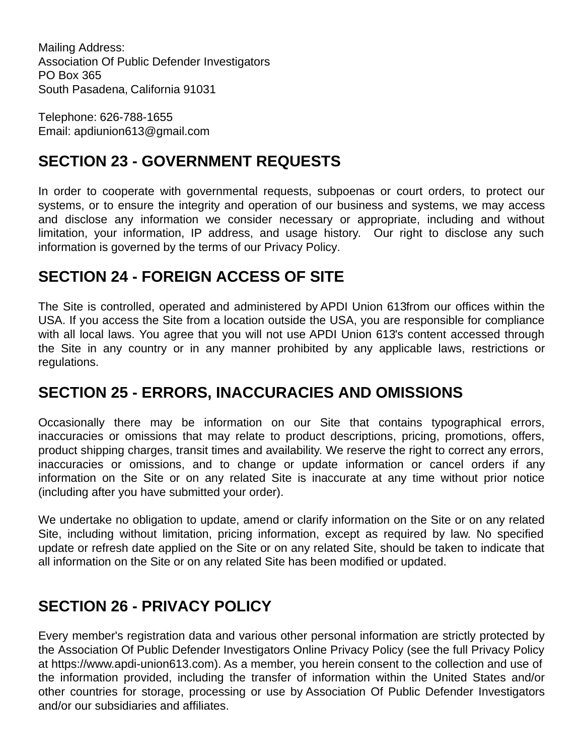Mailing Address:
Association Of Public Defender Investigators
PO Box 365
South Pasadena, California 91031

Telephone: 626-788-1655
Email: apdiunion613@gmail.com

## SECTION 23 - GOVERNMENT REQUESTS

In order to cooperate with governmental requests, subpoenas or court orders, to protect our systems, or to ensure the integrity and operation of our business and systems, we may access and disclose any information we consider necessary or appropriate, including and without limitation, your information, IP address, and usage history. Our right to disclose any such information is governed by the terms of our Privacy Policy.

## SECTION 24 - FOREIGN ACCESS OF SITE

The Site is controlled, operated and administered by APDI Union 613from our offices within the USA. If you access the Site from a location outside the USA, you are responsible for compliance with all local laws. You agree that you will not use APDI Union 613's content accessed through the Site in any country or in any manner prohibited by any applicable laws, restrictions or regulations.

## SECTION 25 - ERRORS, INACCURACIES AND OMISSIONS

Occasionally there may be information on our Site that contains typographical errors, inaccuracies or omissions that may relate to product descriptions, pricing, promotions, offers, product shipping charges, transit times and availability. We reserve the right to correct any errors, inaccuracies or omissions, and to change or update information or cancel orders if any information on the Site or on any related Site is inaccurate at any time without prior notice (including after you have submitted your order).

We undertake no obligation to update, amend or clarify information on the Site or on any related Site, including without limitation, pricing information, except as required by law. No specified update or refresh date applied on the Site or on any related Site, should be taken to indicate that all information on the Site or on any related Site has been modified or updated.

## SECTION 26 - PRIVACY POLICY

Every member's registration data and various other personal information are strictly protected by the Association Of Public Defender Investigators Online Privacy Policy (see the full Privacy Policy at https://www.apdi-union613.com). As a member, you herein consent to the collection and use of the information provided, including the transfer of information within the United States and/or other countries for storage, processing or use by Association Of Public Defender Investigators and/or our subsidiaries and affiliates.